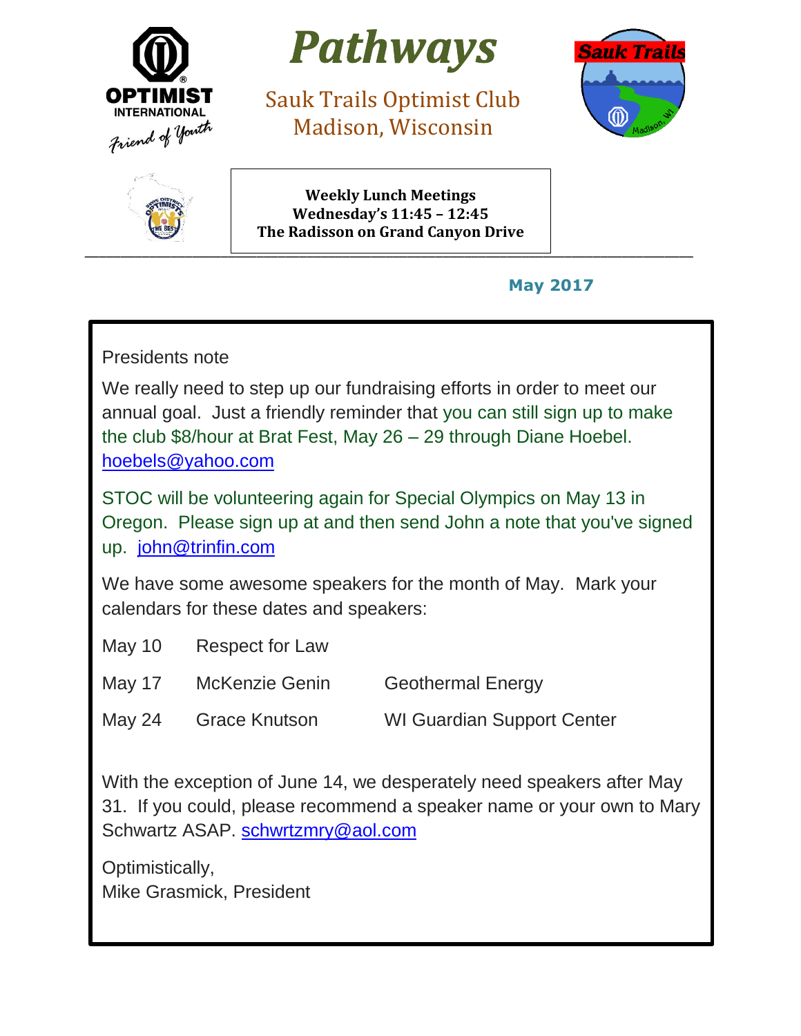# Pathways

Sauk Trails Optimist Club
Madison, Wisconsin

**Weekly Lunch Meetings**
**Wednesday's 11:45 – 12:45**
**The Radisson on Grand Canyon Drive**

**May 2017**

Presidents note

We really need to step up our fundraising efforts in order to meet our annual goal. Just a friendly reminder that you can still sign up to make the club $8/hour at Brat Fest, May 26 – 29 through Diane Hoebel. hoebels@yahoo.com

STOC will be volunteering again for Special Olympics on May 13 in Oregon. Please sign up at and then send John a note that you've signed up. john@trinfin.com

We have some awesome speakers for the month of May. Mark your calendars for these dates and speakers:

| | | |
|---|---|---|
| May 10 | Respect for Law | |
| May 17 | McKenzie Genin | Geothermal Energy |
| May 24 | Grace Knutson | WI Guardian Support Center |

With the exception of June 14, we desperately need speakers after May 31. If you could, please recommend a speaker name or your own to Mary Schwartz ASAP. schwrtzmry@aol.com

Optimistically,
Mike Grasmick, President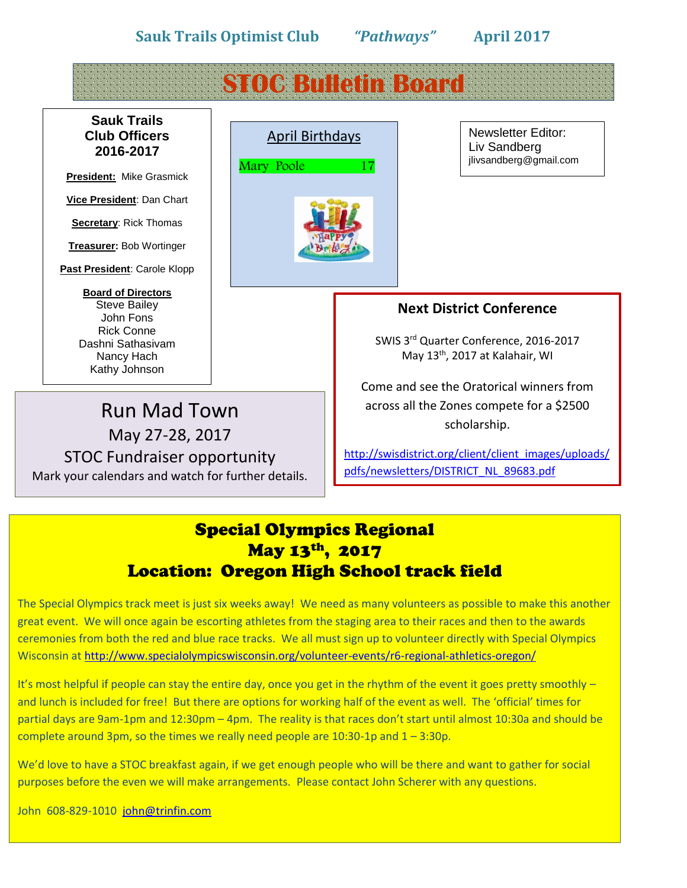**Sauk Trails Optimist Club** *"Pathways"* **April 2017**

# STOC Bulletin Board

### Sauk Trails Club Officers 2016-2017

**President:** Mike Grasmick

**Vice President**: Dan Chart

**Secretary**: Rick Thomas

**Treasurer:** Bob Wortinger

**Past President**: Carole Klopp

**Board of Directors**
Steve Bailey
John Fons
Rick Conne
Dashni Sathasivam
Nancy Hach
Kathy Johnson

### April Birthdays

Mary Poole 17

Newsletter Editor:
Liv Sandberg
jlivsandberg@gmail.com

### Next District Conference

SWIS 3rd Quarter Conference, 2016-2017
May 13th, 2017 at Kalahair, WI

Come and see the Oratorical winners from across all the Zones compete for a $2500 scholarship.

http://swisdistrict.org/client/client_images/uploads/pdfs/newsletters/DISTRICT_NL_89683.pdf

## Run Mad Town

May 27-28, 2017

STOC Fundraiser opportunity

Mark your calendars and watch for further details.

## Special Olympics Regional
## May 13th, 2017
## Location: Oregon High School track field

The Special Olympics track meet is just six weeks away! We need as many volunteers as possible to make this another great event. We will once again be escorting athletes from the staging area to their races and then to the awards ceremonies from both the red and blue race tracks. We all must sign up to volunteer directly with Special Olympics Wisconsin at http://www.specialolympicswisconsin.org/volunteer-events/r6-regional-athletics-oregon/

It's most helpful if people can stay the entire day, once you get in the rhythm of the event it goes pretty smoothly – and lunch is included for free! But there are options for working half of the event as well. The 'official' times for partial days are 9am-1pm and 12:30pm – 4pm. The reality is that races don't start until almost 10:30a and should be complete around 3pm, so the times we really need people are 10:30-1p and 1 – 3:30p.

We'd love to have a STOC breakfast again, if we get enough people who will be there and want to gather for social purposes before the even we will make arrangements. Please contact John Scherer with any questions.

John 608-829-1010 john@trinfin.com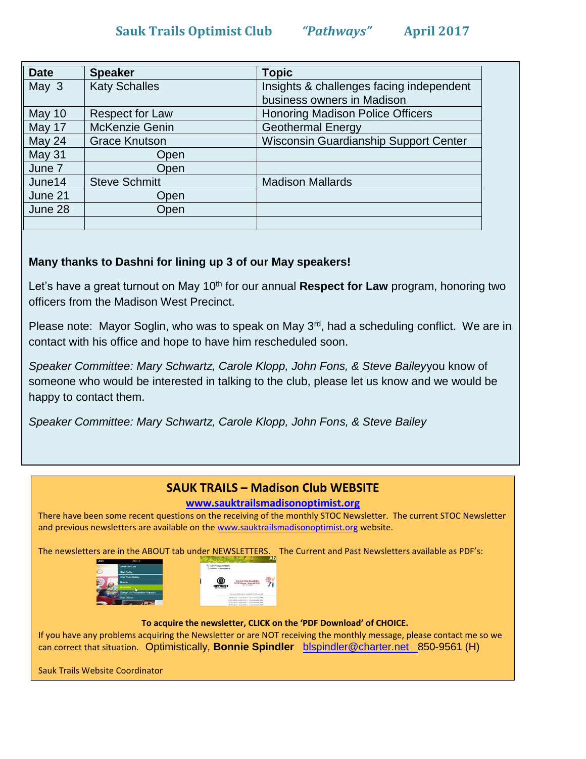| Date | Speaker | Topic |
|---|---|---|
| May 3 | Katy Schalles | Insights & challenges facing independent business owners in Madison |
| May 10 | Respect for Law | Honoring Madison Police Officers |
| May 17 | McKenzie Genin | Geothermal Energy |
| May 24 | Grace Knutson | Wisconsin Guardianship Support Center |
| May 31 | Open | |
| June 7 | Open | |
| June14 | Steve Schmitt | Madison Mallards |
| June 21 | Open | |
| June 28 | Open | |
| | | |

**Many thanks to Dashni for lining up 3 of our May speakers!**

Let's have a great turnout on May 10th for our annual **Respect for Law** program, honoring two officers from the Madison West Precinct.

Please note: Mayor Soglin, who was to speak on May 3rd, had a scheduling conflict. We are in contact with his office and hope to have him rescheduled soon.

*Speaker Committee: Mary Schwartz, Carole Klopp, John Fons, & Steve Bailey*you know of someone who would be interested in talking to the club, please let us know and we would be happy to contact them.

*Speaker Committee: Mary Schwartz, Carole Klopp, John Fons, & Steve Bailey*

## SAUK TRAILS – Madison Club WEBSITE

**www.sauktrailsmadisonoptimist.org**

There have been some recent questions on the receiving of the monthly STOC Newsletter. The current STOC Newsletter and previous newsletters are available on the www.sauktrailsmadisonoptimist.org website.

The newsletters are in the ABOUT tab under NEWSLETTERS. The Current and Past Newsletters available as PDF's:

**To acquire the newsletter, CLICK on the 'PDF Download' of CHOICE.**

If you have any problems acquiring the Newsletter or are NOT receiving the monthly message, please contact me so we can correct that situation. Optimistically, **Bonnie Spindler** blspindler@charter.net 850-9561 (H)

Sauk Trails Website Coordinator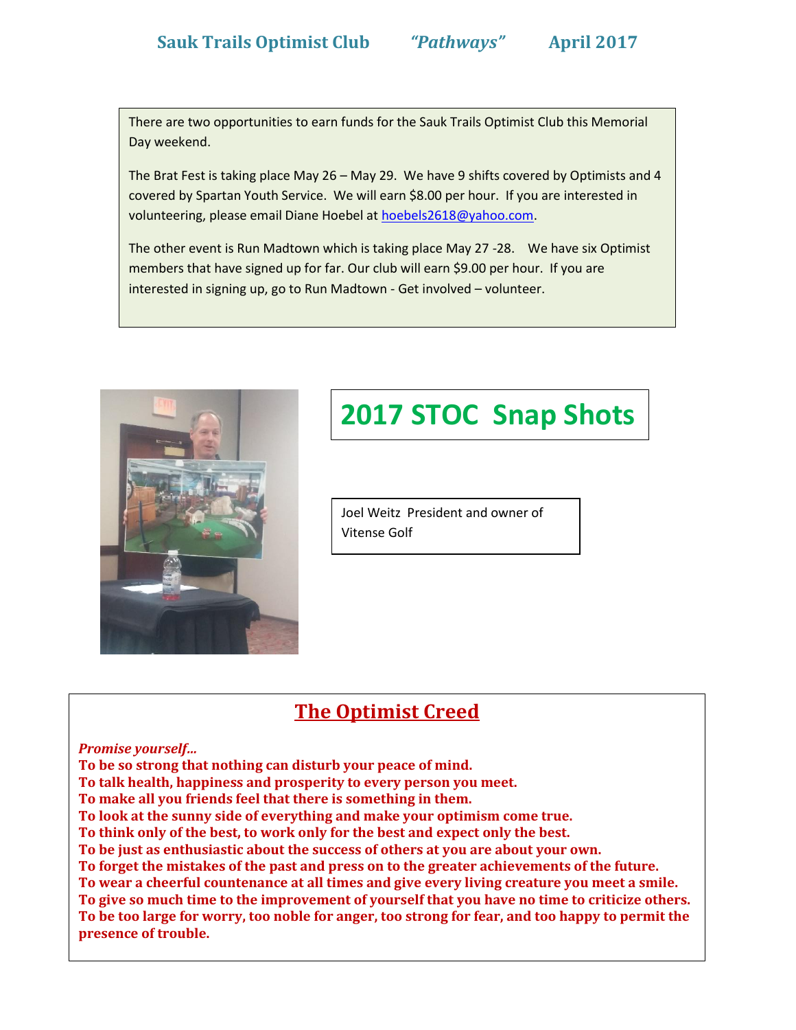There are two opportunities to earn funds for the Sauk Trails Optimist Club this Memorial Day weekend.

The Brat Fest is taking place May 26 – May 29. We have 9 shifts covered by Optimists and 4 covered by Spartan Youth Service. We will earn $8.00 per hour. If you are interested in volunteering, please email Diane Hoebel at hoebels2618@yahoo.com.

The other event is Run Madtown which is taking place May 27 -28. We have six Optimist members that have signed up for far. Our club will earn $9.00 per hour. If you are interested in signing up, go to Run Madtown - Get involved – volunteer.

# 2017 STOC Snap Shots

Joel Weitz President and owner of Vitense Golf

## The Optimist Creed

***Promise yourself…***
**To be so strong that nothing can disturb your peace of mind.**
**To talk health, happiness and prosperity to every person you meet.**
**To make all you friends feel that there is something in them.**
**To look at the sunny side of everything and make your optimism come true.**
**To think only of the best, to work only for the best and expect only the best.**
**To be just as enthusiastic about the success of others at you are about your own.**
**To forget the mistakes of the past and press on to the greater achievements of the future.**
**To wear a cheerful countenance at all times and give every living creature you meet a smile.**
**To give so much time to the improvement of yourself that you have no time to criticize others.**
**To be too large for worry, too noble for anger, too strong for fear, and too happy to permit the presence of trouble.**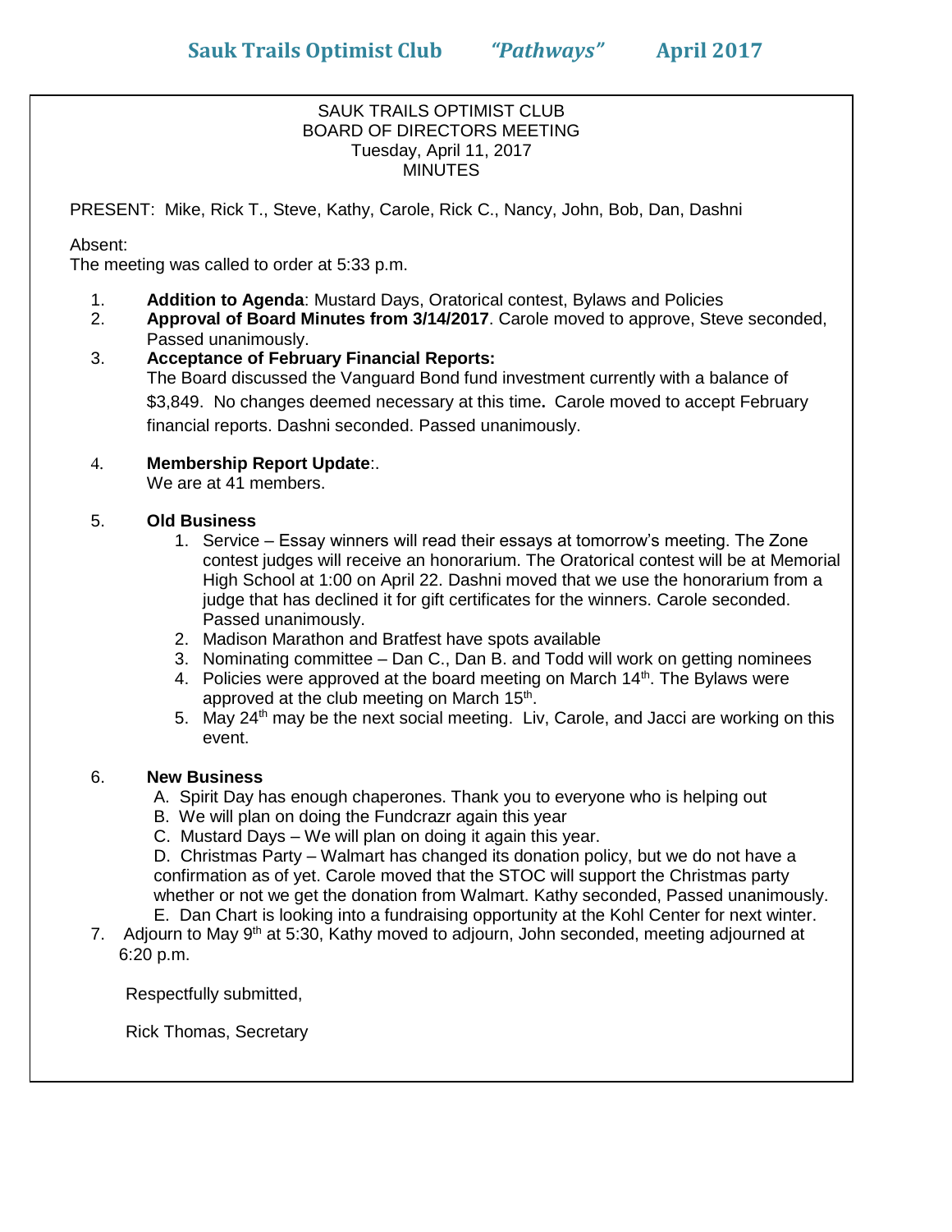SAUK TRAILS OPTIMIST CLUB
BOARD OF DIRECTORS MEETING
Tuesday, April 11, 2017
MINUTES

PRESENT: Mike, Rick T., Steve, Kathy, Carole, Rick C., Nancy, John, Bob, Dan, Dashni

Absent:

The meeting was called to order at 5:33 p.m.

1. **Addition to Agenda**: Mustard Days, Oratorical contest, Bylaws and Policies
2. **Approval of Board Minutes from 3/14/2017**. Carole moved to approve, Steve seconded, Passed unanimously.
3. **Acceptance of February Financial Reports:**
   The Board discussed the Vanguard Bond fund investment currently with a balance of $3,849. No changes deemed necessary at this time**.** Carole moved to accept February financial reports. Dashni seconded. Passed unanimously.
4. **Membership Report Update**:.
   We are at 41 members.
5. **Old Business**
   1. Service – Essay winners will read their essays at tomorrow's meeting. The Zone contest judges will receive an honorarium. The Oratorical contest will be at Memorial High School at 1:00 on April 22. Dashni moved that we use the honorarium from a judge that has declined it for gift certificates for the winners. Carole seconded. Passed unanimously.
   2. Madison Marathon and Bratfest have spots available
   3. Nominating committee – Dan C., Dan B. and Todd will work on getting nominees
   4. Policies were approved at the board meeting on March 14th. The Bylaws were approved at the club meeting on March 15th.
   5. May 24th may be the next social meeting. Liv, Carole, and Jacci are working on this event.
6. **New Business**
   A. Spirit Day has enough chaperones. Thank you to everyone who is helping out
   B. We will plan on doing the Fundcrazr again this year
   C. Mustard Days – We will plan on doing it again this year.
   D. Christmas Party – Walmart has changed its donation policy, but we do not have a confirmation as of yet. Carole moved that the STOC will support the Christmas party whether or not we get the donation from Walmart. Kathy seconded, Passed unanimously.
   E. Dan Chart is looking into a fundraising opportunity at the Kohl Center for next winter.
7. Adjourn to May 9th at 5:30, Kathy moved to adjourn, John seconded, meeting adjourned at 6:20 p.m.

Respectfully submitted,

Rick Thomas, Secretary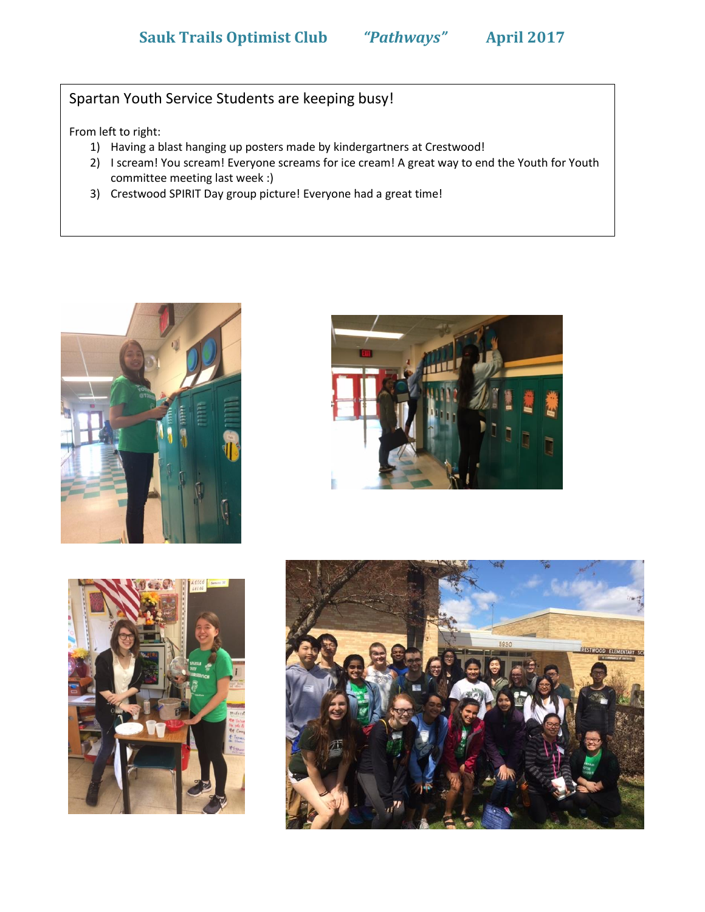Spartan Youth Service Students are keeping busy!

From left to right:

1) Having a blast hanging up posters made by kindergartners at Crestwood!
2) I scream! You scream! Everyone screams for ice cream! A great way to end the Youth for Youth committee meeting last week :)
3) Crestwood SPIRIT Day group picture! Everyone had a great time!